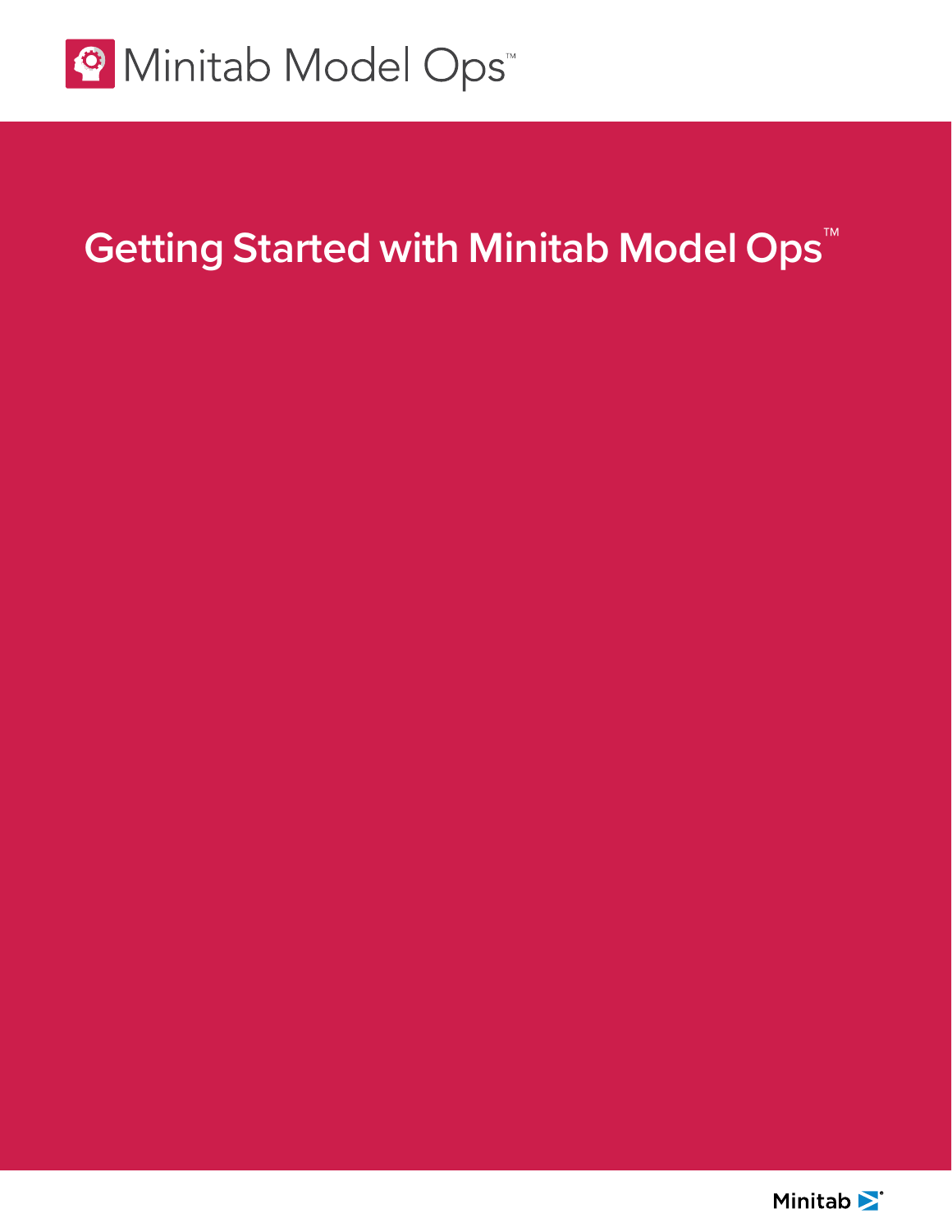Minitab Model Ops™

# Getting Started with Minitab Model Ops™

Minitab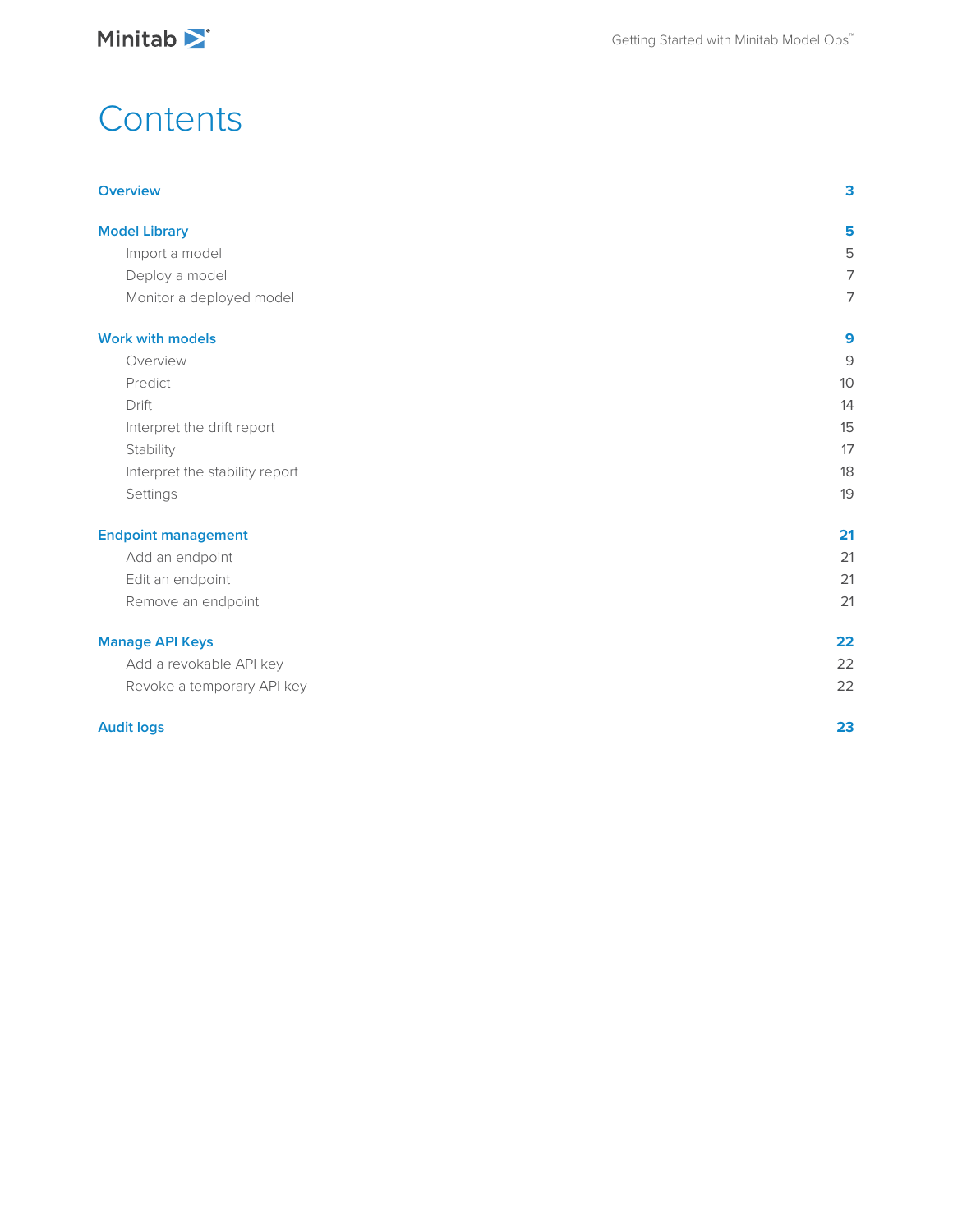# Contents

| | |
|---|---|
| **Overview** | **3** |
| **Model Library** | **5** |
| Import a model | 5 |
| Deploy a model | 7 |
| Monitor a deployed model | 7 |
| **Work with models** | **9** |
| Overview | 9 |
| Predict | 10 |
| Drift | 14 |
| Interpret the drift report | 15 |
| Stability | 17 |
| Interpret the stability report | 18 |
| Settings | 19 |
| **Endpoint management** | **21** |
| Add an endpoint | 21 |
| Edit an endpoint | 21 |
| Remove an endpoint | 21 |
| **Manage API Keys** | **22** |
| Add a revokable API key | 22 |
| Revoke a temporary API key | 22 |
| **Audit logs** | **23** |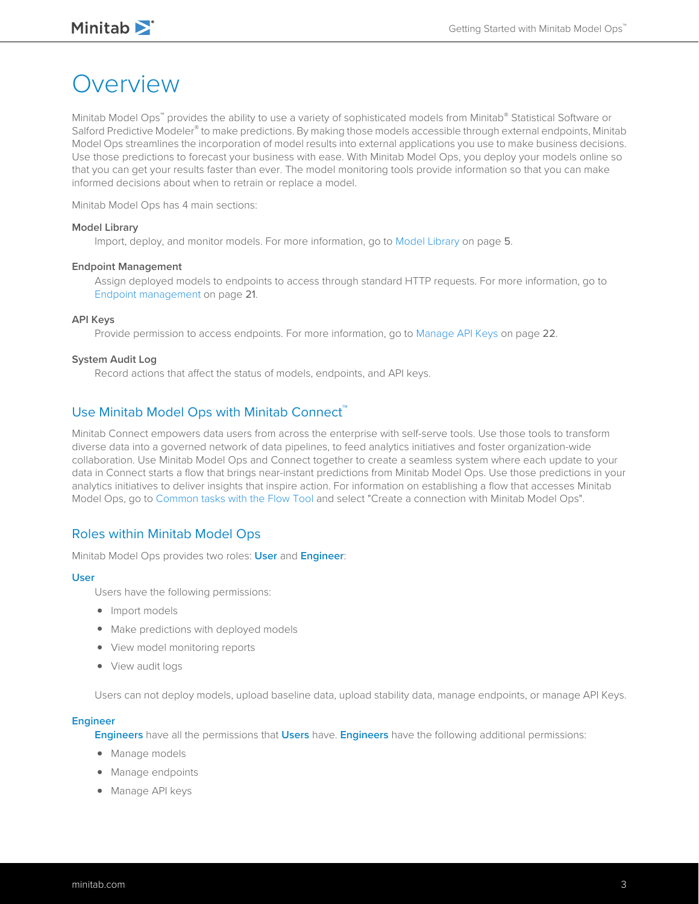# Overview

Minitab Model Ops™ provides the ability to use a variety of sophisticated models from Minitab® Statistical Software or Salford Predictive Modeler® to make predictions. By making those models accessible through external endpoints, Minitab Model Ops streamlines the incorporation of model results into external applications you use to make business decisions. Use those predictions to forecast your business with ease. With Minitab Model Ops, you deploy your models online so that you can get your results faster than ever. The model monitoring tools provide information so that you can make informed decisions about when to retrain or replace a model.

Minitab Model Ops has 4 main sections:

**Model Library**
: Import, deploy, and monitor models. For more information, go to Model Library on page 5.

**Endpoint Management**
: Assign deployed models to endpoints to access through standard HTTP requests. For more information, go to Endpoint management on page 21.

**API Keys**
: Provide permission to access endpoints. For more information, go to Manage API Keys on page 22.

**System Audit Log**
: Record actions that affect the status of models, endpoints, and API keys.

## Use Minitab Model Ops with Minitab Connect™

Minitab Connect empowers data users from across the enterprise with self-serve tools. Use those tools to transform diverse data into a governed network of data pipelines, to feed analytics initiatives and foster organization-wide collaboration. Use Minitab Model Ops and Connect together to create a seamless system where each update to your data in Connect starts a flow that brings near-instant predictions from Minitab Model Ops. Use those predictions in your analytics initiatives to deliver insights that inspire action. For information on establishing a flow that accesses Minitab Model Ops, go to Common tasks with the Flow Tool and select "Create a connection with Minitab Model Ops".

## Roles within Minitab Model Ops

Minitab Model Ops provides two roles: **User** and **Engineer**:

### User

Users have the following permissions:

- Import models
- Make predictions with deployed models
- View model monitoring reports
- View audit logs

Users can not deploy models, upload baseline data, upload stability data, manage endpoints, or manage API Keys.

### Engineer

**Engineers** have all the permissions that **Users** have. **Engineers** have the following additional permissions:

- Manage models
- Manage endpoints
- Manage API keys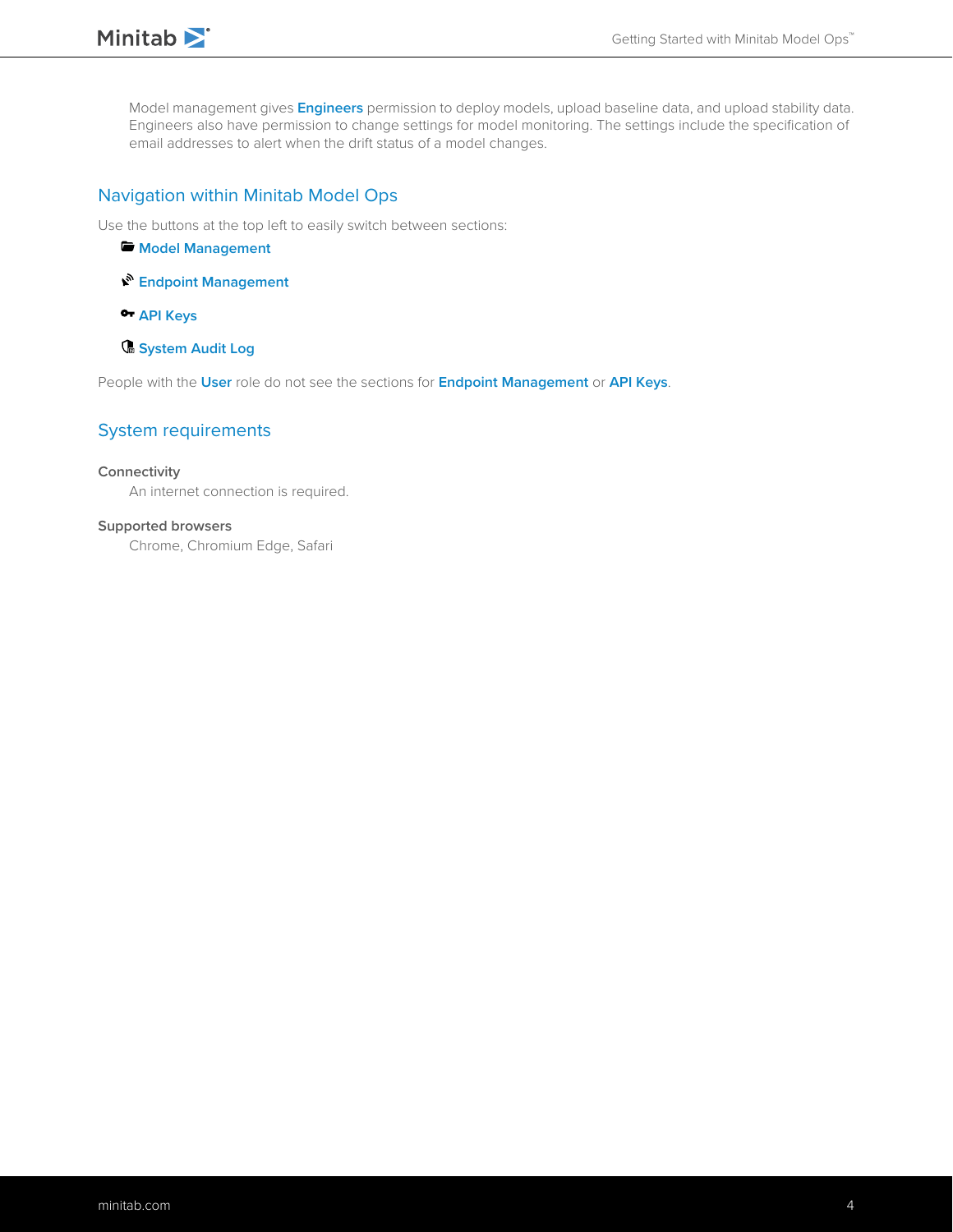Model management gives **Engineers** permission to deploy models, upload baseline data, and upload stability data. Engineers also have permission to change settings for model monitoring. The settings include the specification of email addresses to alert when the drift status of a model changes.

## Navigation within Minitab Model Ops

Use the buttons at the top left to easily switch between sections:

- **Model Management**
- **Endpoint Management**
- **API Keys**
- **System Audit Log**

People with the **User** role do not see the sections for **Endpoint Management** or **API Keys**.

## System requirements

**Connectivity**

An internet connection is required.

**Supported browsers**

Chrome, Chromium Edge, Safari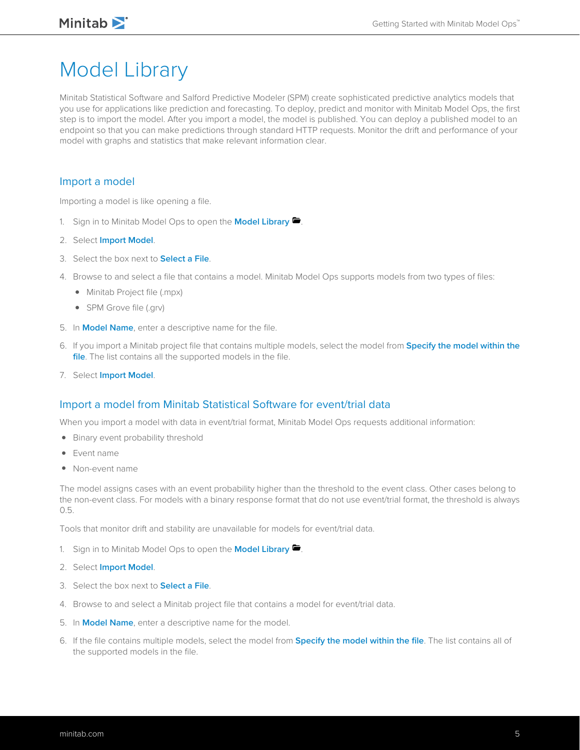# Model Library

Minitab Statistical Software and Salford Predictive Modeler (SPM) create sophisticated predictive analytics models that you use for applications like prediction and forecasting. To deploy, predict and monitor with Minitab Model Ops, the first step is to import the model. After you import a model, the model is published. You can deploy a published model to an endpoint so that you can make predictions through standard HTTP requests. Monitor the drift and performance of your model with graphs and statistics that make relevant information clear.

## Import a model

Importing a model is like opening a file.

1. Sign in to Minitab Model Ops to open the **Model Library**.
2. Select **Import Model**.
3. Select the box next to **Select a File**.
4. Browse to and select a file that contains a model. Minitab Model Ops supports models from two types of files:
   - Minitab Project file (.mpx)
   - SPM Grove file (.grv)
5. In **Model Name**, enter a descriptive name for the file.
6. If you import a Minitab project file that contains multiple models, select the model from **Specify the model within the file**. The list contains all the supported models in the file.
7. Select **Import Model**.

## Import a model from Minitab Statistical Software for event/trial data

When you import a model with data in event/trial format, Minitab Model Ops requests additional information:

- Binary event probability threshold
- Event name
- Non-event name

The model assigns cases with an event probability higher than the threshold to the event class. Other cases belong to the non-event class. For models with a binary response format that do not use event/trial format, the threshold is always 0.5.

Tools that monitor drift and stability are unavailable for models for event/trial data.

1. Sign in to Minitab Model Ops to open the **Model Library**.
2. Select **Import Model**.
3. Select the box next to **Select a File**.
4. Browse to and select a Minitab project file that contains a model for event/trial data.
5. In **Model Name**, enter a descriptive name for the model.
6. If the file contains multiple models, select the model from **Specify the model within the file**. The list contains all of the supported models in the file.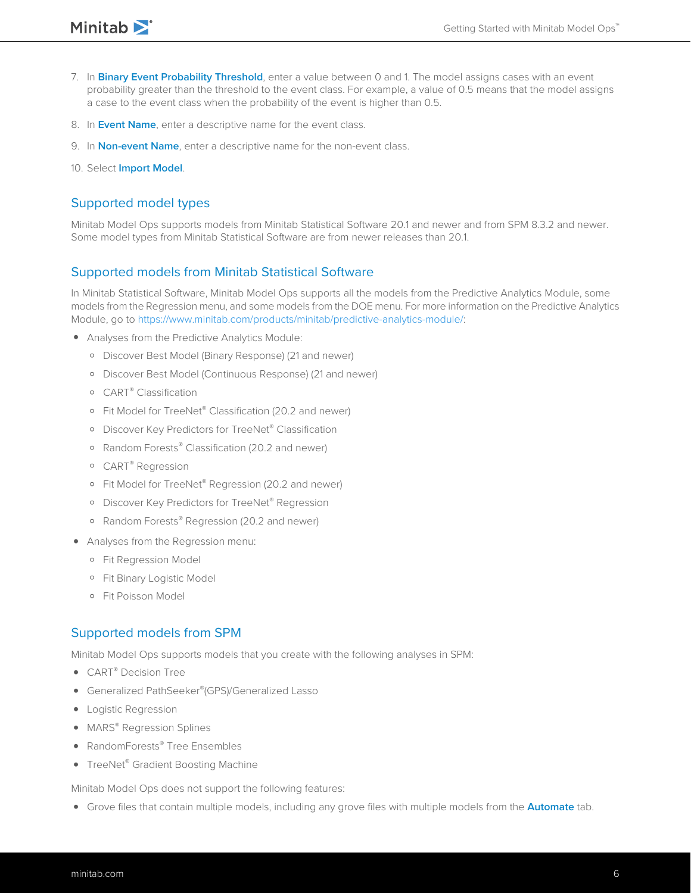7. In **Binary Event Probability Threshold**, enter a value between 0 and 1. The model assigns cases with an event probability greater than the threshold to the event class. For example, a value of 0.5 means that the model assigns a case to the event class when the probability of the event is higher than 0.5.
8. In **Event Name**, enter a descriptive name for the event class.
9. In **Non-event Name**, enter a descriptive name for the non-event class.
10. Select **Import Model**.

## Supported model types

Minitab Model Ops supports models from Minitab Statistical Software 20.1 and newer and from SPM 8.3.2 and newer. Some model types from Minitab Statistical Software are from newer releases than 20.1.

## Supported models from Minitab Statistical Software

In Minitab Statistical Software, Minitab Model Ops supports all the models from the Predictive Analytics Module, some models from the Regression menu, and some models from the DOE menu. For more information on the Predictive Analytics Module, go to https://www.minitab.com/products/minitab/predictive-analytics-module/:

- Analyses from the Predictive Analytics Module:
  - Discover Best Model (Binary Response) (21 and newer)
  - Discover Best Model (Continuous Response) (21 and newer)
  - CART® Classification
  - Fit Model for TreeNet® Classification (20.2 and newer)
  - Discover Key Predictors for TreeNet® Classification
  - Random Forests® Classification (20.2 and newer)
  - CART® Regression
  - Fit Model for TreeNet® Regression (20.2 and newer)
  - Discover Key Predictors for TreeNet® Regression
  - Random Forests® Regression (20.2 and newer)
- Analyses from the Regression menu:
  - Fit Regression Model
  - Fit Binary Logistic Model
  - Fit Poisson Model

## Supported models from SPM

Minitab Model Ops supports models that you create with the following analyses in SPM:

- CART® Decision Tree
- Generalized PathSeeker®(GPS)/Generalized Lasso
- Logistic Regression
- MARS® Regression Splines
- RandomForests® Tree Ensembles
- TreeNet® Gradient Boosting Machine

Minitab Model Ops does not support the following features:

- Grove files that contain multiple models, including any grove files with multiple models from the **Automate** tab.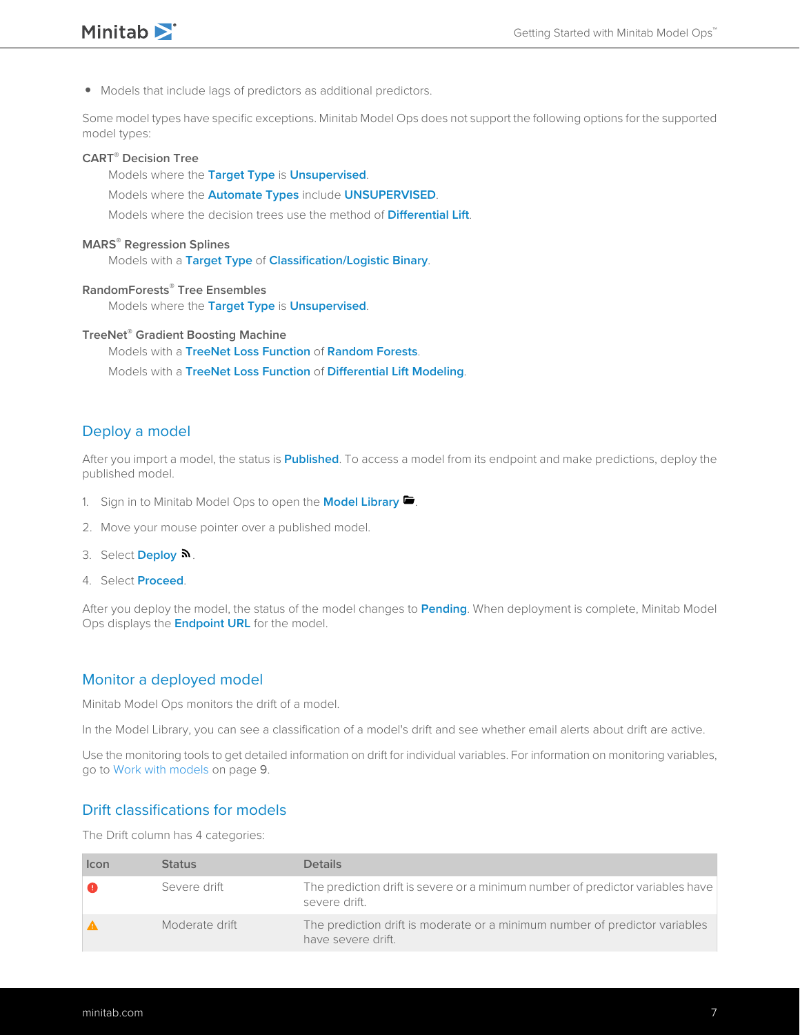- Models that include lags of predictors as additional predictors.

Some model types have specific exceptions. Minitab Model Ops does not support the following options for the supported model types:

**CART® Decision Tree**

Models where the **Target Type** is **Unsupervised**.

Models where the **Automate Types** include **UNSUPERVISED**.

Models where the decision trees use the method of **Differential Lift**.

**MARS® Regression Splines**

Models with a **Target Type** of **Classification/Logistic Binary**.

**RandomForests® Tree Ensembles**

Models where the **Target Type** is **Unsupervised**.

**TreeNet® Gradient Boosting Machine**

Models with a **TreeNet Loss Function** of **Random Forests**.

Models with a **TreeNet Loss Function** of **Differential Lift Modeling**.

## Deploy a model

After you import a model, the status is **Published**. To access a model from its endpoint and make predictions, deploy the published model.

1. Sign in to Minitab Model Ops to open the **Model Library**.
2. Move your mouse pointer over a published model.
3. Select **Deploy**.
4. Select **Proceed**.

After you deploy the model, the status of the model changes to **Pending**. When deployment is complete, Minitab Model Ops displays the **Endpoint URL** for the model.

## Monitor a deployed model

Minitab Model Ops monitors the drift of a model.

In the Model Library, you can see a classification of a model's drift and see whether email alerts about drift are active.

Use the monitoring tools to get detailed information on drift for individual variables. For information on monitoring variables, go to Work with models on page 9.

## Drift classifications for models

The Drift column has 4 categories:

| Icon | Status | Details |
| --- | --- | --- |
| ❗ | Severe drift | The prediction drift is severe or a minimum number of predictor variables have severe drift. |
| ⚠ | Moderate drift | The prediction drift is moderate or a minimum number of predictor variables have severe drift. |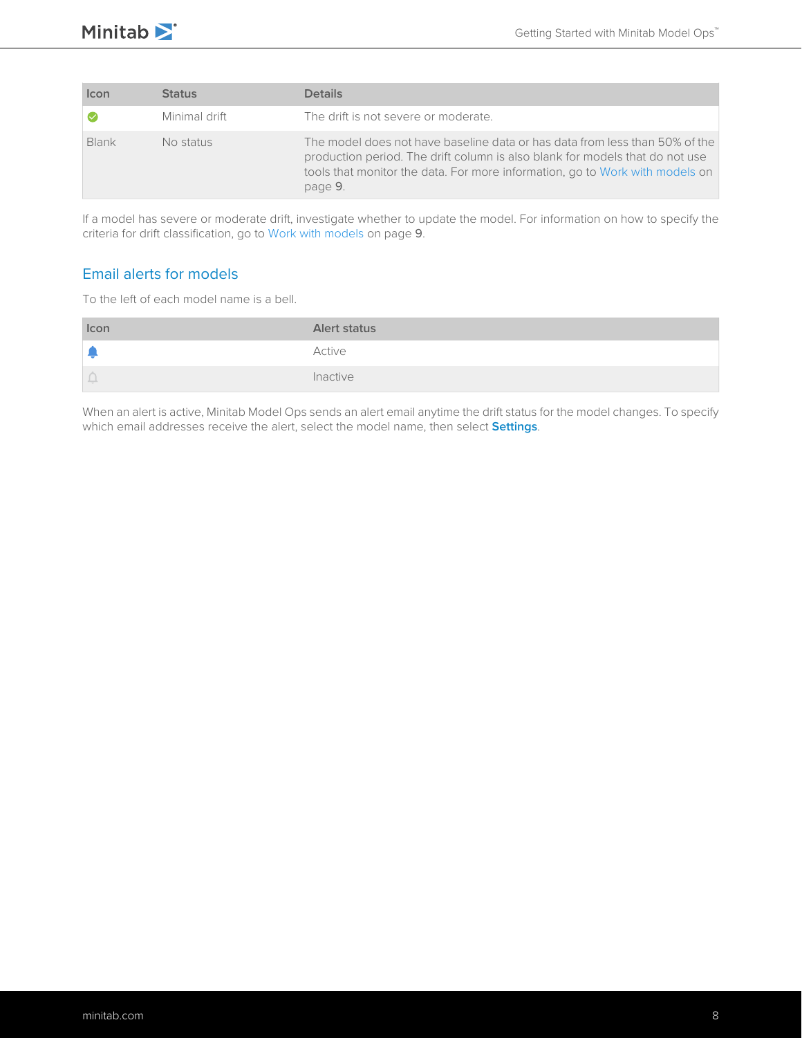| Icon | Status | Details |
| --- | --- | --- |
| ✓ | Minimal drift | The drift is not severe or moderate. |
| Blank | No status | The model does not have baseline data or has data from less than 50% of the production period. The drift column is also blank for models that do not use tools that monitor the data. For more information, go to Work with models on page 9. |

If a model has severe or moderate drift, investigate whether to update the model. For information on how to specify the criteria for drift classification, go to Work with models on page 9.

## Email alerts for models

To the left of each model name is a bell.

| Icon | Alert status |
| --- | --- |
| 🔔 | Active |
| 🔔 | Inactive |

When an alert is active, Minitab Model Ops sends an alert email anytime the drift status for the model changes. To specify which email addresses receive the alert, select the model name, then select **Settings**.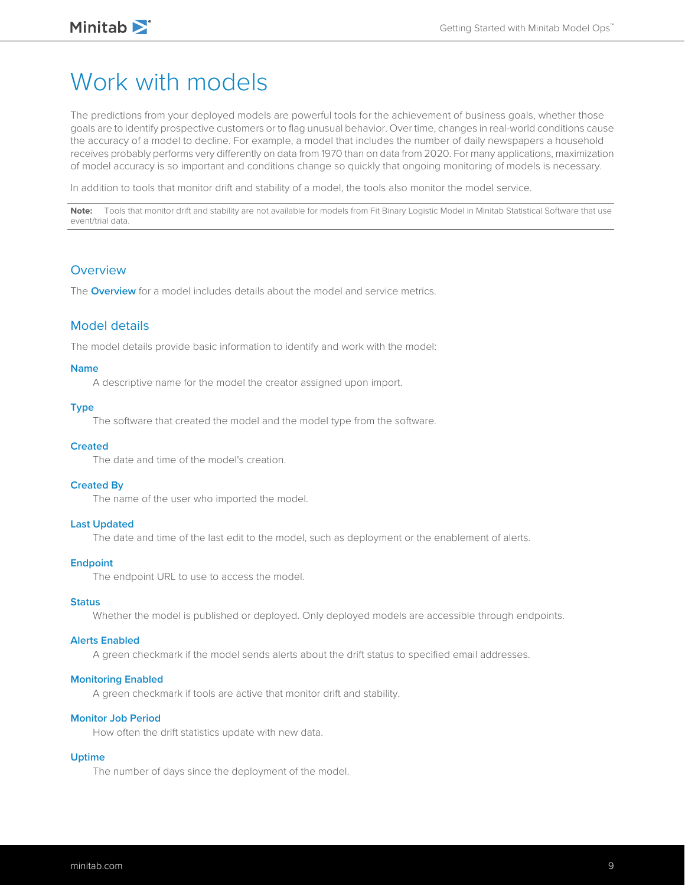# Work with models

The predictions from your deployed models are powerful tools for the achievement of business goals, whether those goals are to identify prospective customers or to flag unusual behavior. Over time, changes in real-world conditions cause the accuracy of a model to decline. For example, a model that includes the number of daily newspapers a household receives probably performs very differently on data from 1970 than on data from 2020. For many applications, maximization of model accuracy is so important and conditions change so quickly that ongoing monitoring of models is necessary.

In addition to tools that monitor drift and stability of a model, the tools also monitor the model service.

**Note:** Tools that monitor drift and stability are not available for models from Fit Binary Logistic Model in Minitab Statistical Software that use event/trial data.

## Overview

The **Overview** for a model includes details about the model and service metrics.

## Model details

The model details provide basic information to identify and work with the model:

**Name**
: A descriptive name for the model the creator assigned upon import.

**Type**
: The software that created the model and the model type from the software.

**Created**
: The date and time of the model's creation.

**Created By**
: The name of the user who imported the model.

**Last Updated**
: The date and time of the last edit to the model, such as deployment or the enablement of alerts.

**Endpoint**
: The endpoint URL to use to access the model.

**Status**
: Whether the model is published or deployed. Only deployed models are accessible through endpoints.

**Alerts Enabled**
: A green checkmark if the model sends alerts about the drift status to specified email addresses.

**Monitoring Enabled**
: A green checkmark if tools are active that monitor drift and stability.

**Monitor Job Period**
: How often the drift statistics update with new data.

**Uptime**
: The number of days since the deployment of the model.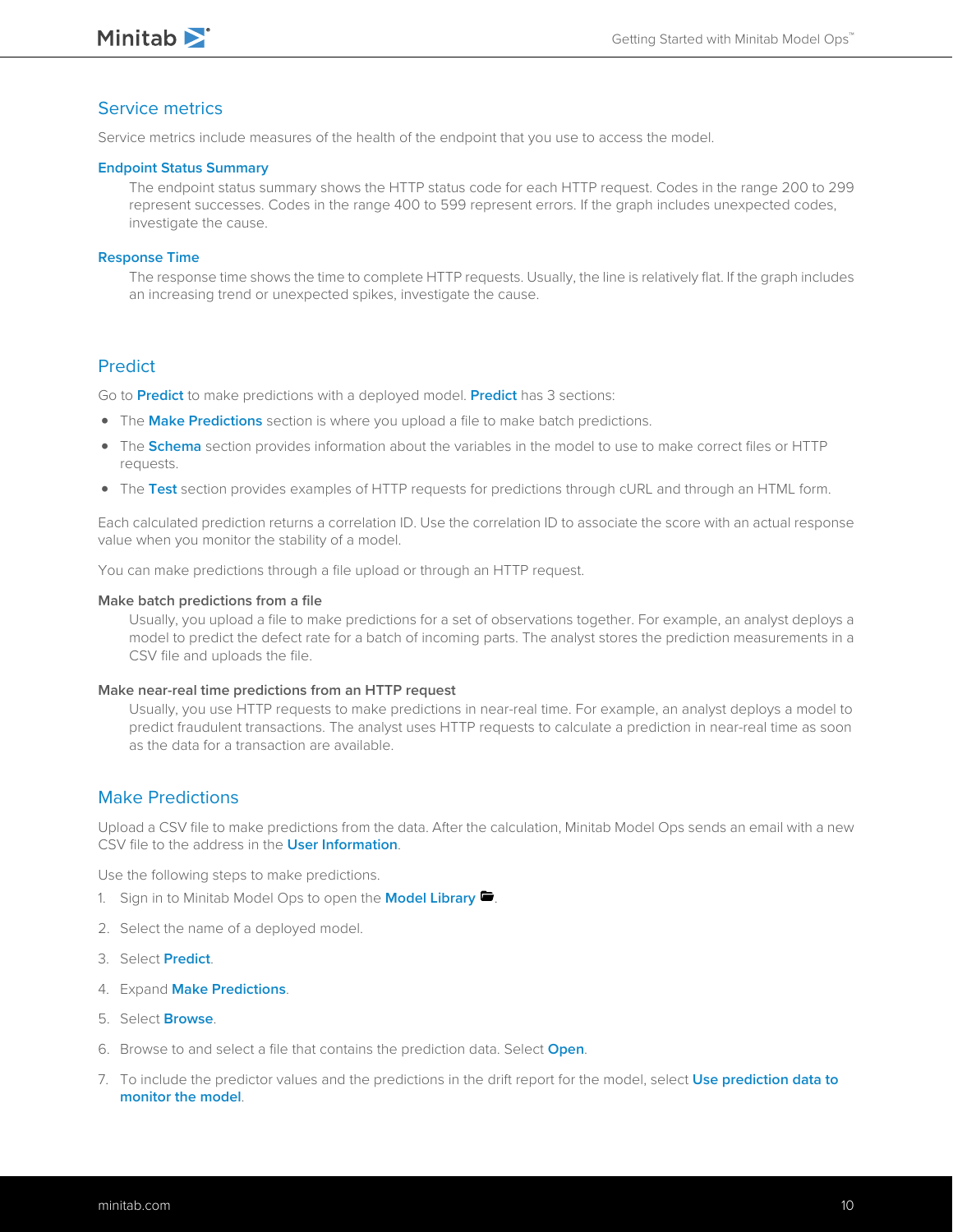## Service metrics

Service metrics include measures of the health of the endpoint that you use to access the model.

### Endpoint Status Summary

The endpoint status summary shows the HTTP status code for each HTTP request. Codes in the range 200 to 299 represent successes. Codes in the range 400 to 599 represent errors. If the graph includes unexpected codes, investigate the cause.

### Response Time

The response time shows the time to complete HTTP requests. Usually, the line is relatively flat. If the graph includes an increasing trend or unexpected spikes, investigate the cause.

## Predict

Go to **Predict** to make predictions with a deployed model. **Predict** has 3 sections:

- The **Make Predictions** section is where you upload a file to make batch predictions.
- The **Schema** section provides information about the variables in the model to use to make correct files or HTTP requests.
- The **Test** section provides examples of HTTP requests for predictions through cURL and through an HTML form.

Each calculated prediction returns a correlation ID. Use the correlation ID to associate the score with an actual response value when you monitor the stability of a model.

You can make predictions through a file upload or through an HTTP request.

### Make batch predictions from a file

Usually, you upload a file to make predictions for a set of observations together. For example, an analyst deploys a model to predict the defect rate for a batch of incoming parts. The analyst stores the prediction measurements in a CSV file and uploads the file.

### Make near-real time predictions from an HTTP request

Usually, you use HTTP requests to make predictions in near-real time. For example, an analyst deploys a model to predict fraudulent transactions. The analyst uses HTTP requests to calculate a prediction in near-real time as soon as the data for a transaction are available.

## Make Predictions

Upload a CSV file to make predictions from the data. After the calculation, Minitab Model Ops sends an email with a new CSV file to the address in the **User Information**.

Use the following steps to make predictions.

1. Sign in to Minitab Model Ops to open the **Model Library**.
2. Select the name of a deployed model.
3. Select **Predict**.
4. Expand **Make Predictions**.
5. Select **Browse**.
6. Browse to and select a file that contains the prediction data. Select **Open**.
7. To include the predictor values and the predictions in the drift report for the model, select **Use prediction data to monitor the model**.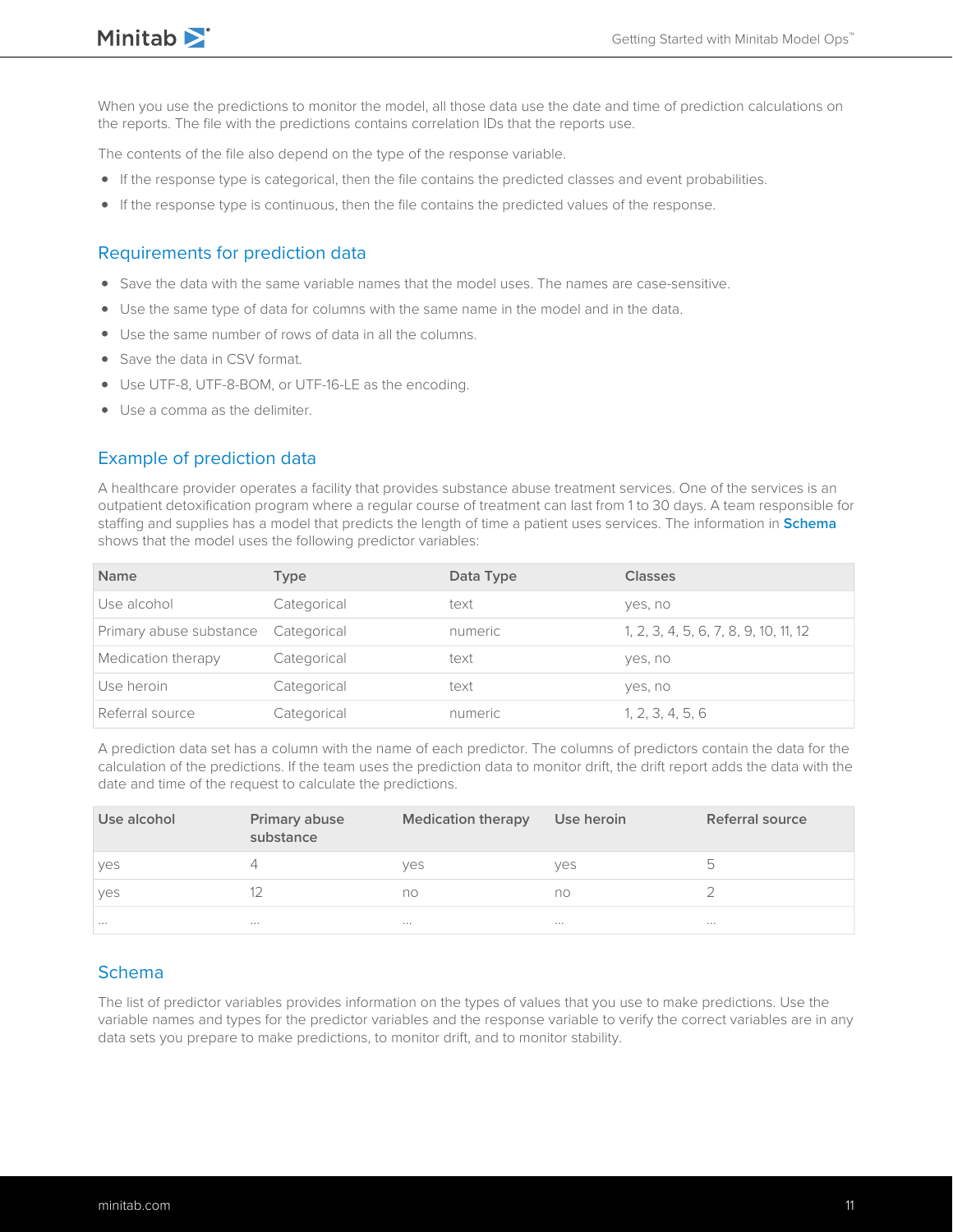When you use the predictions to monitor the model, all those data use the date and time of prediction calculations on the reports. The file with the predictions contains correlation IDs that the reports use.

The contents of the file also depend on the type of the response variable.

- If the response type is categorical, then the file contains the predicted classes and event probabilities.
- If the response type is continuous, then the file contains the predicted values of the response.

## Requirements for prediction data

- Save the data with the same variable names that the model uses. The names are case-sensitive.
- Use the same type of data for columns with the same name in the model and in the data.
- Use the same number of rows of data in all the columns.
- Save the data in CSV format.
- Use UTF-8, UTF-8-BOM, or UTF-16-LE as the encoding.
- Use a comma as the delimiter.

## Example of prediction data

A healthcare provider operates a facility that provides substance abuse treatment services. One of the services is an outpatient detoxification program where a regular course of treatment can last from 1 to 30 days. A team responsible for staffing and supplies has a model that predicts the length of time a patient uses services. The information in **Schema** shows that the model uses the following predictor variables:

| Name | Type | Data Type | Classes |
|---|---|---|---|
| Use alcohol | Categorical | text | yes, no |
| Primary abuse substance | Categorical | numeric | 1, 2, 3, 4, 5, 6, 7, 8, 9, 10, 11, 12 |
| Medication therapy | Categorical | text | yes, no |
| Use heroin | Categorical | text | yes, no |
| Referral source | Categorical | numeric | 1, 2, 3, 4, 5, 6 |

A prediction data set has a column with the name of each predictor. The columns of predictors contain the data for the calculation of the predictions. If the team uses the prediction data to monitor drift, the drift report adds the data with the date and time of the request to calculate the predictions.

| Use alcohol | Primary abuse substance | Medication therapy | Use heroin | Referral source |
|---|---|---|---|---|
| yes | 4 | yes | yes | 5 |
| yes | 12 | no | no | 2 |
| ... | ... | ... | ... | ... |

## Schema

The list of predictor variables provides information on the types of values that you use to make predictions. Use the variable names and types for the predictor variables and the response variable to verify the correct variables are in any data sets you prepare to make predictions, to monitor drift, and to monitor stability.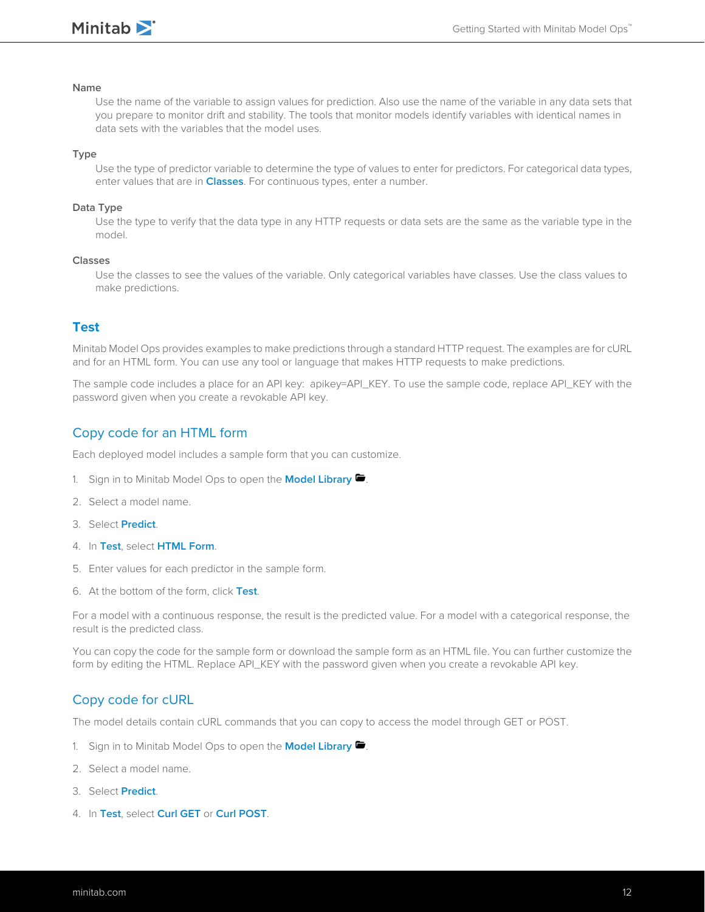**Name**

Use the name of the variable to assign values for prediction. Also use the name of the variable in any data sets that you prepare to monitor drift and stability. The tools that monitor models identify variables with identical names in data sets with the variables that the model uses.

**Type**

Use the type of predictor variable to determine the type of values to enter for predictors. For categorical data types, enter values that are in **Classes**. For continuous types, enter a number.

**Data Type**

Use the type to verify that the data type in any HTTP requests or data sets are the same as the variable type in the model.

**Classes**

Use the classes to see the values of the variable. Only categorical variables have classes. Use the class values to make predictions.

## Test

Minitab Model Ops provides examples to make predictions through a standard HTTP request. The examples are for cURL and for an HTML form. You can use any tool or language that makes HTTP requests to make predictions.

The sample code includes a place for an API key: apikey=API_KEY. To use the sample code, replace API_KEY with the password given when you create a revokable API key.

### Copy code for an HTML form

Each deployed model includes a sample form that you can customize.

1. Sign in to Minitab Model Ops to open the **Model Library**.
2. Select a model name.
3. Select **Predict**.
4. In **Test**, select **HTML Form**.
5. Enter values for each predictor in the sample form.
6. At the bottom of the form, click **Test**.

For a model with a continuous response, the result is the predicted value. For a model with a categorical response, the result is the predicted class.

You can copy the code for the sample form or download the sample form as an HTML file. You can further customize the form by editing the HTML. Replace API_KEY with the password given when you create a revokable API key.

### Copy code for cURL

The model details contain cURL commands that you can copy to access the model through GET or POST.

1. Sign in to Minitab Model Ops to open the **Model Library**.
2. Select a model name.
3. Select **Predict**.
4. In **Test**, select **Curl GET** or **Curl POST**.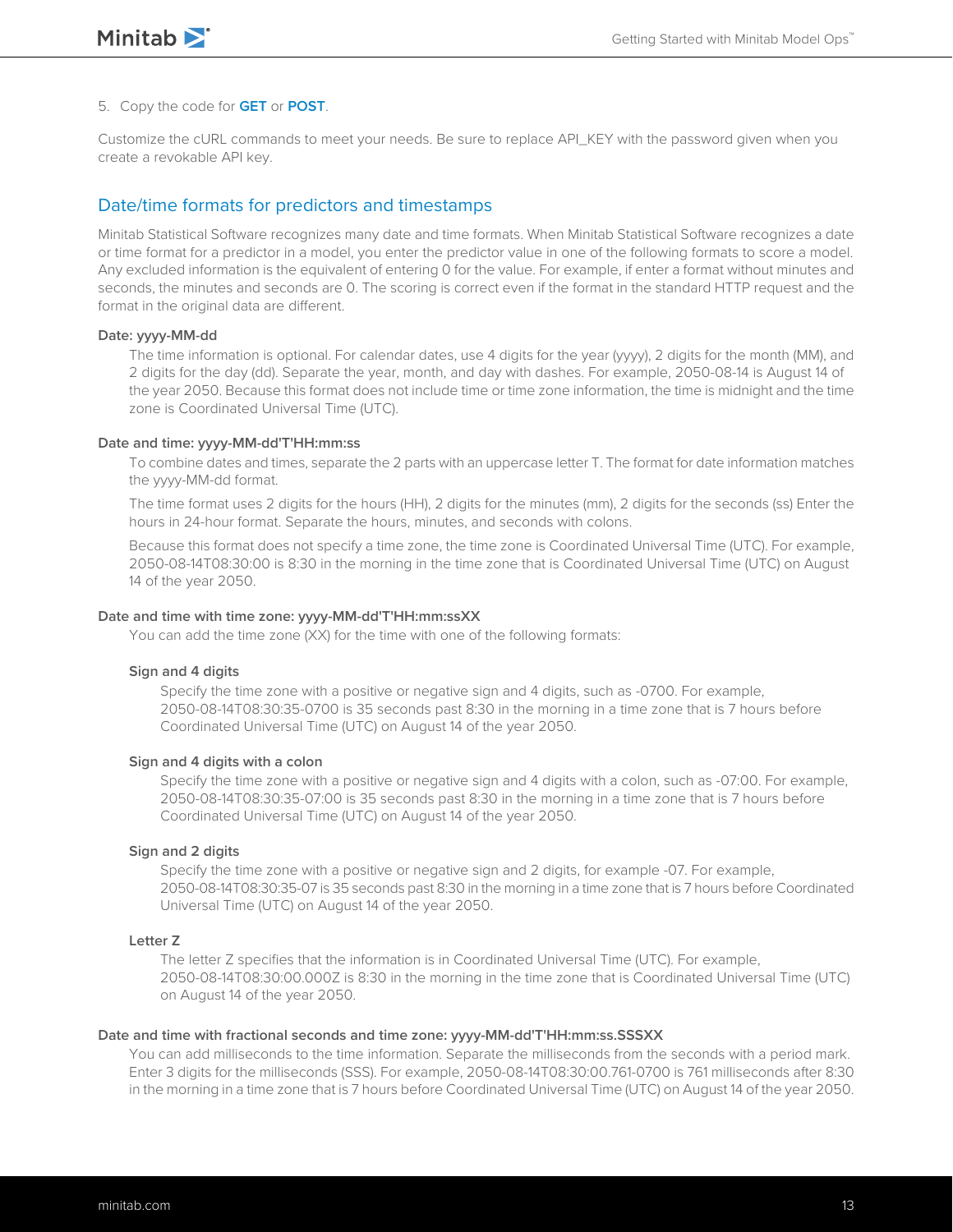5. Copy the code for **GET** or **POST**.

Customize the cURL commands to meet your needs. Be sure to replace API_KEY with the password given when you create a revokable API key.

## Date/time formats for predictors and timestamps

Minitab Statistical Software recognizes many date and time formats. When Minitab Statistical Software recognizes a date or time format for a predictor in a model, you enter the predictor value in one of the following formats to score a model. Any excluded information is the equivalent of entering 0 for the value. For example, if enter a format without minutes and seconds, the minutes and seconds are 0. The scoring is correct even if the format in the standard HTTP request and the format in the original data are different.

**Date: yyyy-MM-dd**

The time information is optional. For calendar dates, use 4 digits for the year (yyyy), 2 digits for the month (MM), and 2 digits for the day (dd). Separate the year, month, and day with dashes. For example, 2050-08-14 is August 14 of the year 2050. Because this format does not include time or time zone information, the time is midnight and the time zone is Coordinated Universal Time (UTC).

**Date and time: yyyy-MM-dd'T'HH:mm:ss**

To combine dates and times, separate the 2 parts with an uppercase letter T. The format for date information matches the yyyy-MM-dd format.

The time format uses 2 digits for the hours (HH), 2 digits for the minutes (mm), 2 digits for the seconds (ss) Enter the hours in 24-hour format. Separate the hours, minutes, and seconds with colons.

Because this format does not specify a time zone, the time zone is Coordinated Universal Time (UTC). For example, 2050-08-14T08:30:00 is 8:30 in the morning in the time zone that is Coordinated Universal Time (UTC) on August 14 of the year 2050.

**Date and time with time zone: yyyy-MM-dd'T'HH:mm:ssXX**

You can add the time zone (XX) for the time with one of the following formats:

**Sign and 4 digits**

Specify the time zone with a positive or negative sign and 4 digits, such as -0700. For example, 2050-08-14T08:30:35-0700 is 35 seconds past 8:30 in the morning in a time zone that is 7 hours before Coordinated Universal Time (UTC) on August 14 of the year 2050.

**Sign and 4 digits with a colon**

Specify the time zone with a positive or negative sign and 4 digits with a colon, such as -07:00. For example, 2050-08-14T08:30:35-07:00 is 35 seconds past 8:30 in the morning in a time zone that is 7 hours before Coordinated Universal Time (UTC) on August 14 of the year 2050.

**Sign and 2 digits**

Specify the time zone with a positive or negative sign and 2 digits, for example -07. For example, 2050-08-14T08:30:35-07 is 35 seconds past 8:30 in the morning in a time zone that is 7 hours before Coordinated Universal Time (UTC) on August 14 of the year 2050.

**Letter Z**

The letter Z specifies that the information is in Coordinated Universal Time (UTC). For example, 2050-08-14T08:30:00.000Z is 8:30 in the morning in the time zone that is Coordinated Universal Time (UTC) on August 14 of the year 2050.

**Date and time with fractional seconds and time zone: yyyy-MM-dd'T'HH:mm:ss.SSSXX**

You can add milliseconds to the time information. Separate the milliseconds from the seconds with a period mark. Enter 3 digits for the milliseconds (SSS). For example, 2050-08-14T08:30:00.761-0700 is 761 milliseconds after 8:30 in the morning in a time zone that is 7 hours before Coordinated Universal Time (UTC) on August 14 of the year 2050.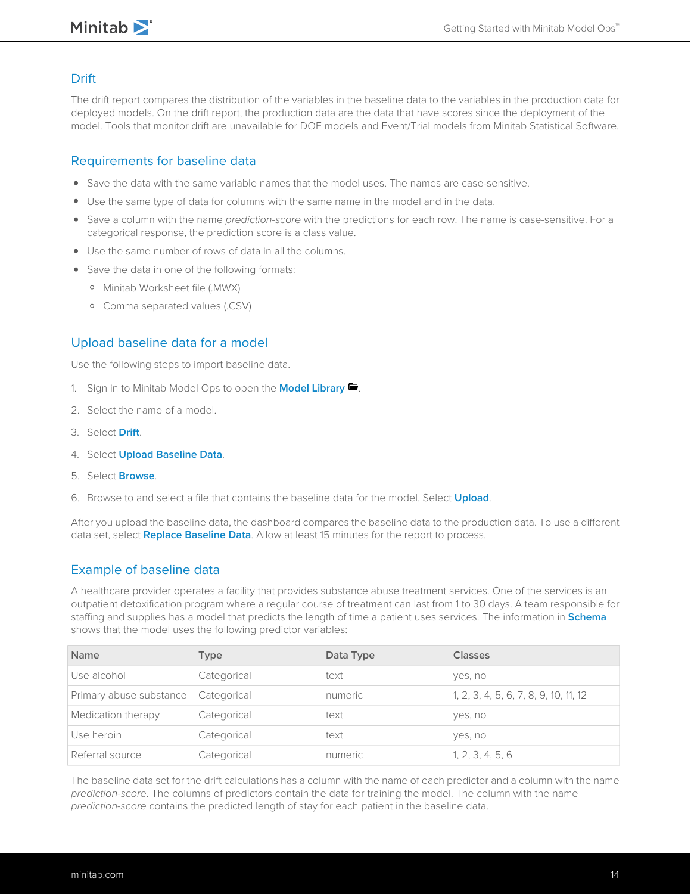## Drift

The drift report compares the distribution of the variables in the baseline data to the variables in the production data for deployed models. On the drift report, the production data are the data that have scores since the deployment of the model. Tools that monitor drift are unavailable for DOE models and Event/Trial models from Minitab Statistical Software.

## Requirements for baseline data

- Save the data with the same variable names that the model uses. The names are case-sensitive.
- Use the same type of data for columns with the same name in the model and in the data.
- Save a column with the name *prediction-score* with the predictions for each row. The name is case-sensitive. For a categorical response, the prediction score is a class value.
- Use the same number of rows of data in all the columns.
- Save the data in one of the following formats:
  - Minitab Worksheet file (.MWX)
  - Comma separated values (.CSV)

## Upload baseline data for a model

Use the following steps to import baseline data.

1. Sign in to Minitab Model Ops to open the **Model Library**.
2. Select the name of a model.
3. Select **Drift**.
4. Select **Upload Baseline Data**.
5. Select **Browse**.
6. Browse to and select a file that contains the baseline data for the model. Select **Upload**.

After you upload the baseline data, the dashboard compares the baseline data to the production data. To use a different data set, select **Replace Baseline Data**. Allow at least 15 minutes for the report to process.

## Example of baseline data

A healthcare provider operates a facility that provides substance abuse treatment services. One of the services is an outpatient detoxification program where a regular course of treatment can last from 1 to 30 days. A team responsible for staffing and supplies has a model that predicts the length of time a patient uses services. The information in **Schema** shows that the model uses the following predictor variables:

| Name | Type | Data Type | Classes |
|---|---|---|---|
| Use alcohol | Categorical | text | yes, no |
| Primary abuse substance | Categorical | numeric | 1, 2, 3, 4, 5, 6, 7, 8, 9, 10, 11, 12 |
| Medication therapy | Categorical | text | yes, no |
| Use heroin | Categorical | text | yes, no |
| Referral source | Categorical | numeric | 1, 2, 3, 4, 5, 6 |

The baseline data set for the drift calculations has a column with the name of each predictor and a column with the name *prediction-score*. The columns of predictors contain the data for training the model. The column with the name *prediction-score* contains the predicted length of stay for each patient in the baseline data.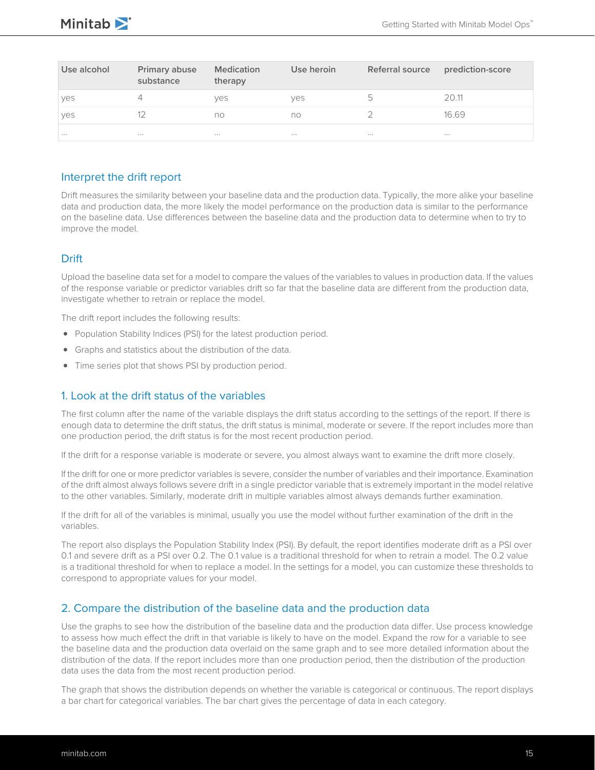| Use alcohol | Primary abuse substance | Medication therapy | Use heroin | Referral source | prediction-score |
|---|---|---|---|---|---|
| yes | 4 | yes | yes | 5 | 20.11 |
| yes | 12 | no | no | 2 | 16.69 |
| ... | ... | ... | ... | ... | ... |

## Interpret the drift report

Drift measures the similarity between your baseline data and the production data. Typically, the more alike your baseline data and production data, the more likely the model performance on the production data is similar to the performance on the baseline data. Use differences between the baseline data and the production data to determine when to try to improve the model.

## Drift

Upload the baseline data set for a model to compare the values of the variables to values in production data. If the values of the response variable or predictor variables drift so far that the baseline data are different from the production data, investigate whether to retrain or replace the model.

The drift report includes the following results:

- Population Stability Indices (PSI) for the latest production period.
- Graphs and statistics about the distribution of the data.
- Time series plot that shows PSI by production period.

### 1. Look at the drift status of the variables

The first column after the name of the variable displays the drift status according to the settings of the report. If there is enough data to determine the drift status, the drift status is minimal, moderate or severe. If the report includes more than one production period, the drift status is for the most recent production period.

If the drift for a response variable is moderate or severe, you almost always want to examine the drift more closely.

If the drift for one or more predictor variables is severe, consider the number of variables and their importance. Examination of the drift almost always follows severe drift in a single predictor variable that is extremely important in the model relative to the other variables. Similarly, moderate drift in multiple variables almost always demands further examination.

If the drift for all of the variables is minimal, usually you use the model without further examination of the drift in the variables.

The report also displays the Population Stability Index (PSI). By default, the report identifies moderate drift as a PSI over 0.1 and severe drift as a PSI over 0.2. The 0.1 value is a traditional threshold for when to retrain a model. The 0.2 value is a traditional threshold for when to replace a model. In the settings for a model, you can customize these thresholds to correspond to appropriate values for your model.

### 2. Compare the distribution of the baseline data and the production data

Use the graphs to see how the distribution of the baseline data and the production data differ. Use process knowledge to assess how much effect the drift in that variable is likely to have on the model. Expand the row for a variable to see the baseline data and the production data overlaid on the same graph and to see more detailed information about the distribution of the data. If the report includes more than one production period, then the distribution of the production data uses the data from the most recent production period.

The graph that shows the distribution depends on whether the variable is categorical or continuous. The report displays a bar chart for categorical variables. The bar chart gives the percentage of data in each category.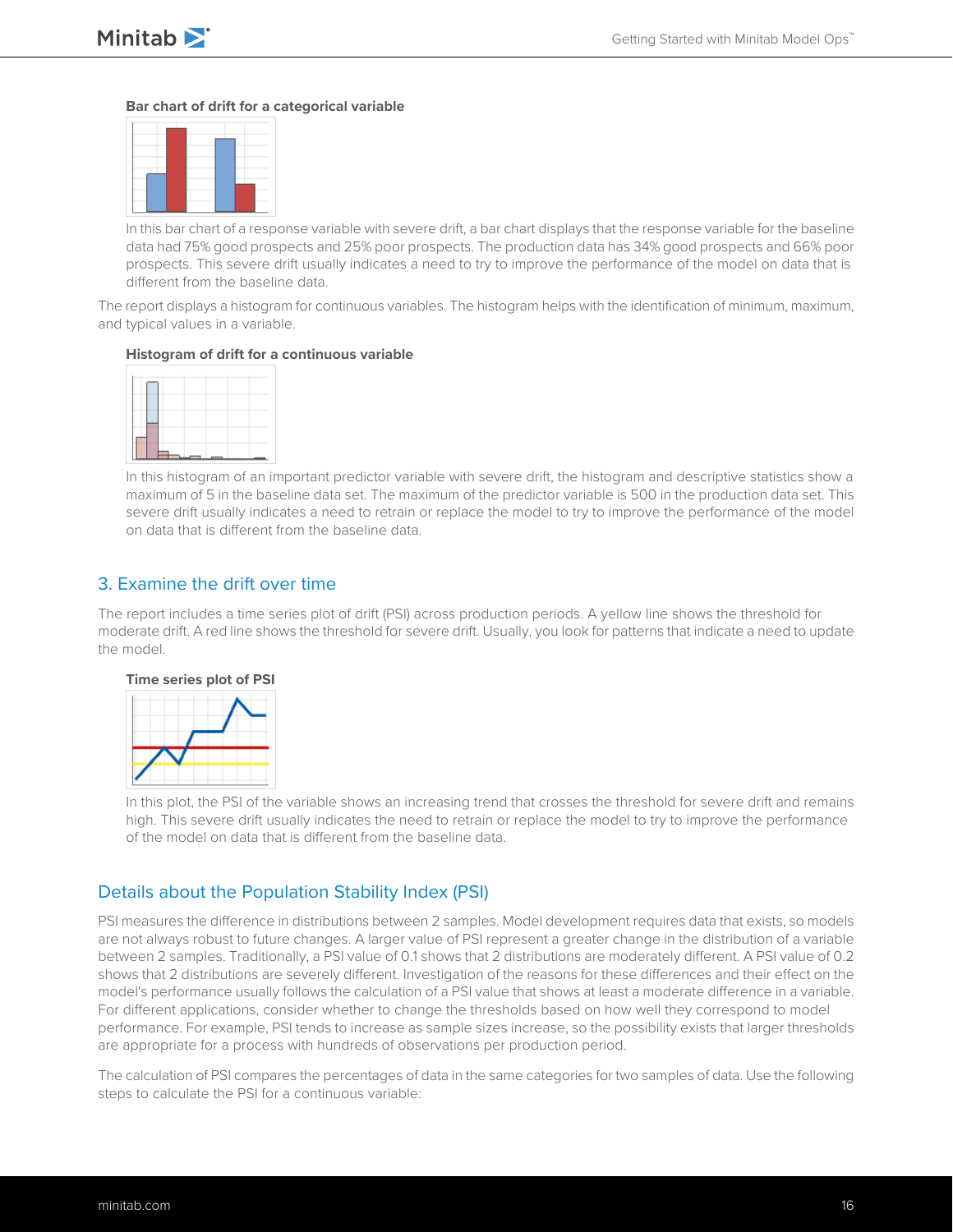**Bar chart of drift for a categorical variable**

In this bar chart of a response variable with severe drift, a bar chart displays that the response variable for the baseline data had 75% good prospects and 25% poor prospects. The production data has 34% good prospects and 66% poor prospects. This severe drift usually indicates a need to try to improve the performance of the model on data that is different from the baseline data.

The report displays a histogram for continuous variables. The histogram helps with the identification of minimum, maximum, and typical values in a variable.

**Histogram of drift for a continuous variable**

In this histogram of an important predictor variable with severe drift, the histogram and descriptive statistics show a maximum of 5 in the baseline data set. The maximum of the predictor variable is 500 in the production data set. This severe drift usually indicates a need to retrain or replace the model to try to improve the performance of the model on data that is different from the baseline data.

## 3. Examine the drift over time

The report includes a time series plot of drift (PSI) across production periods. A yellow line shows the threshold for moderate drift. A red line shows the threshold for severe drift. Usually, you look for patterns that indicate a need to update the model.

**Time series plot of PSI**

In this plot, the PSI of the variable shows an increasing trend that crosses the threshold for severe drift and remains high. This severe drift usually indicates the need to retrain or replace the model to try to improve the performance of the model on data that is different from the baseline data.

## Details about the Population Stability Index (PSI)

PSI measures the difference in distributions between 2 samples. Model development requires data that exists, so models are not always robust to future changes. A larger value of PSI represent a greater change in the distribution of a variable between 2 samples. Traditionally, a PSI value of 0.1 shows that 2 distributions are moderately different. A PSI value of 0.2 shows that 2 distributions are severely different. Investigation of the reasons for these differences and their effect on the model's performance usually follows the calculation of a PSI value that shows at least a moderate difference in a variable. For different applications, consider whether to change the thresholds based on how well they correspond to model performance. For example, PSI tends to increase as sample sizes increase, so the possibility exists that larger thresholds are appropriate for a process with hundreds of observations per production period.

The calculation of PSI compares the percentages of data in the same categories for two samples of data. Use the following steps to calculate the PSI for a continuous variable: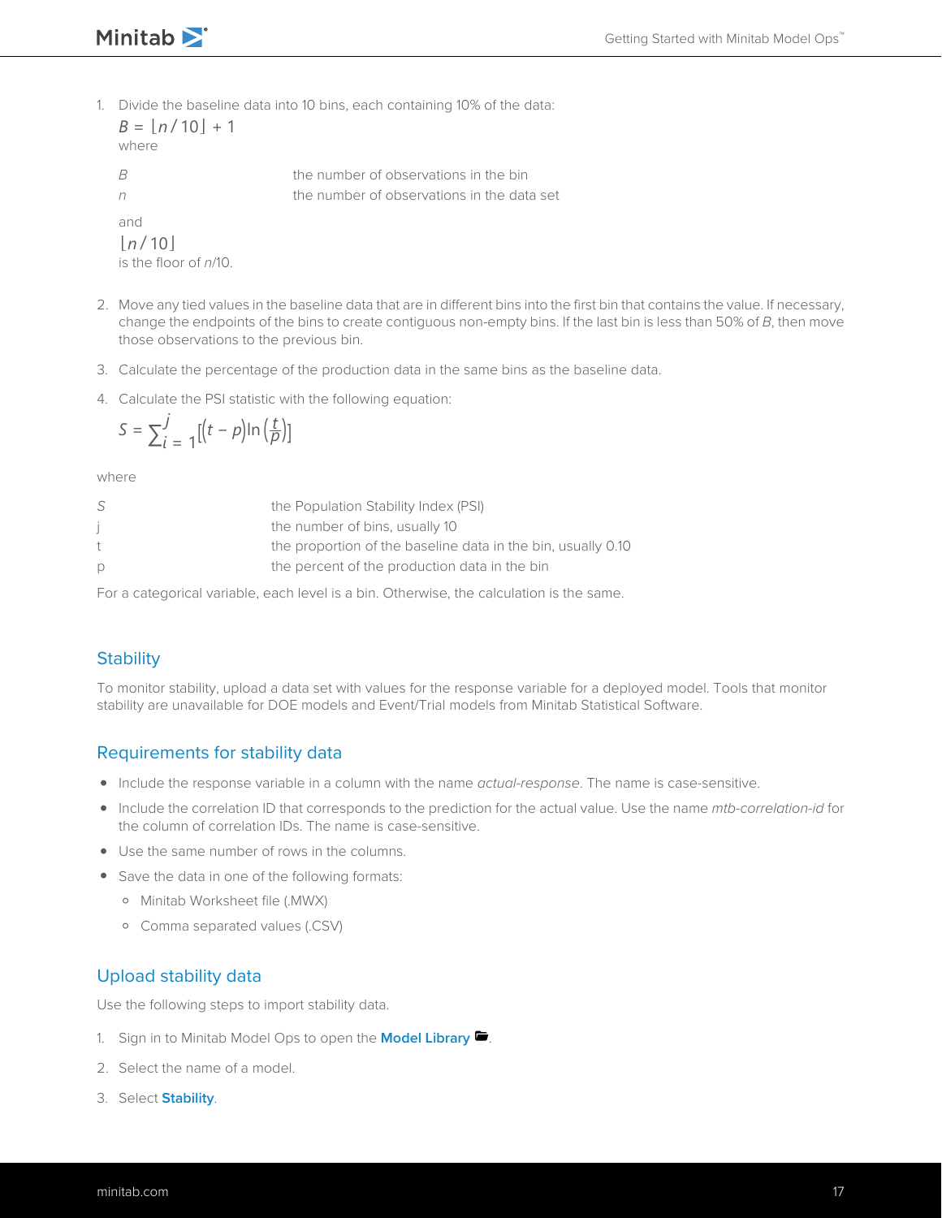1. Divide the baseline data into 10 bins, each containing 10% of the data:

   $$B = \lfloor n / 10 \rfloor + 1$$

   where

   | | |
   |---|---|
   | $B$ | the number of observations in the bin |
   | $n$ | the number of observations in the data set |

   and

   $$\lfloor n / 10 \rfloor$$

   is the floor of *n*/10.

2. Move any tied values in the baseline data that are in different bins into the first bin that contains the value. If necessary, change the endpoints of the bins to create contiguous non-empty bins. If the last bin is less than 50% of *B*, then move those observations to the previous bin.

3. Calculate the percentage of the production data in the same bins as the baseline data.

4. Calculate the PSI statistic with the following equation:

   $$S = \sum_{i=1}^{j} \left[ (t - p) \ln \left( \frac{t}{p} \right) \right]$$

where

| | |
|---|---|
| $S$ | the Population Stability Index (PSI) |
| $j$ | the number of bins, usually 10 |
| $t$ | the proportion of the baseline data in the bin, usually 0.10 |
| $p$ | the percent of the production data in the bin |

For a categorical variable, each level is a bin. Otherwise, the calculation is the same.

## Stability

To monitor stability, upload a data set with values for the response variable for a deployed model. Tools that monitor stability are unavailable for DOE models and Event/Trial models from Minitab Statistical Software.

## Requirements for stability data

- Include the response variable in a column with the name *actual-response*. The name is case-sensitive.
- Include the correlation ID that corresponds to the prediction for the actual value. Use the name *mtb-correlation-id* for the column of correlation IDs. The name is case-sensitive.
- Use the same number of rows in the columns.
- Save the data in one of the following formats:
  - Minitab Worksheet file (.MWX)
  - Comma separated values (.CSV)

## Upload stability data

Use the following steps to import stability data.

1. Sign in to Minitab Model Ops to open the **Model Library**.
2. Select the name of a model.
3. Select **Stability**.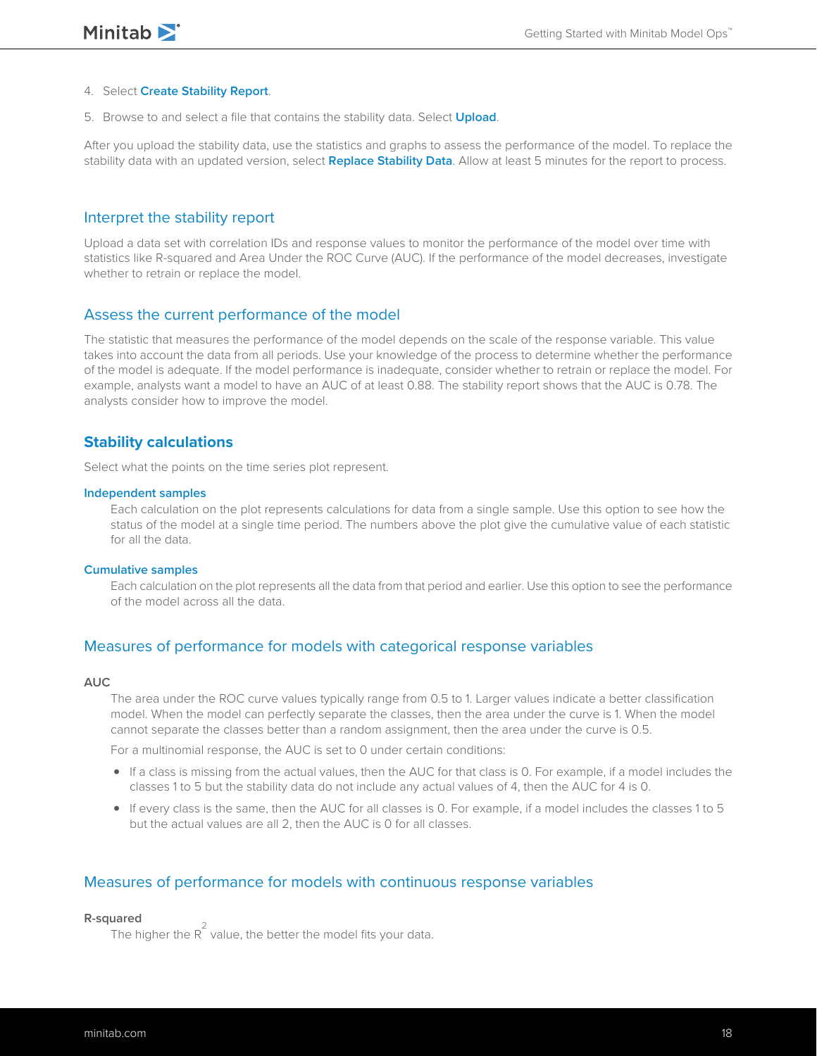4. Select **Create Stability Report**.

5. Browse to and select a file that contains the stability data. Select **Upload**.

After you upload the stability data, use the statistics and graphs to assess the performance of the model. To replace the stability data with an updated version, select **Replace Stability Data**. Allow at least 5 minutes for the report to process.

## Interpret the stability report

Upload a data set with correlation IDs and response values to monitor the performance of the model over time with statistics like R-squared and Area Under the ROC Curve (AUC). If the performance of the model decreases, investigate whether to retrain or replace the model.

## Assess the current performance of the model

The statistic that measures the performance of the model depends on the scale of the response variable. This value takes into account the data from all periods. Use your knowledge of the process to determine whether the performance of the model is adequate. If the model performance is inadequate, consider whether to retrain or replace the model. For example, analysts want a model to have an AUC of at least 0.88. The stability report shows that the AUC is 0.78. The analysts consider how to improve the model.

### Stability calculations

Select what the points on the time series plot represent.

**Independent samples**

Each calculation on the plot represents calculations for data from a single sample. Use this option to see how the status of the model at a single time period. The numbers above the plot give the cumulative value of each statistic for all the data.

**Cumulative samples**

Each calculation on the plot represents all the data from that period and earlier. Use this option to see the performance of the model across all the data.

## Measures of performance for models with categorical response variables

**AUC**

The area under the ROC curve values typically range from 0.5 to 1. Larger values indicate a better classification model. When the model can perfectly separate the classes, then the area under the curve is 1. When the model cannot separate the classes better than a random assignment, then the area under the curve is 0.5.

For a multinomial response, the AUC is set to 0 under certain conditions:

- If a class is missing from the actual values, then the AUC for that class is 0. For example, if a model includes the classes 1 to 5 but the stability data do not include any actual values of 4, then the AUC for 4 is 0.
- If every class is the same, then the AUC for all classes is 0. For example, if a model includes the classes 1 to 5 but the actual values are all 2, then the AUC is 0 for all classes.

## Measures of performance for models with continuous response variables

**R-squared**

The higher the $R^2$ value, the better the model fits your data.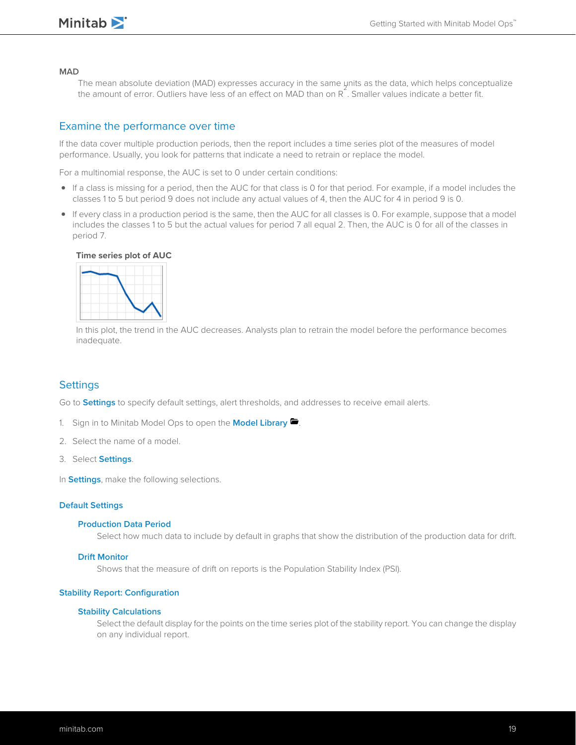**MAD**

The mean absolute deviation (MAD) expresses accuracy in the same units as the data, which helps conceptualize the amount of error. Outliers have less of an effect on MAD than on $R^2$. Smaller values indicate a better fit.

## Examine the performance over time

If the data cover multiple production periods, then the report includes a time series plot of the measures of model performance. Usually, you look for patterns that indicate a need to retrain or replace the model.

For a multinomial response, the AUC is set to 0 under certain conditions:

- If a class is missing for a period, then the AUC for that class is 0 for that period. For example, if a model includes the classes 1 to 5 but period 9 does not include any actual values of 4, then the AUC for 4 in period 9 is 0.
- If every class in a production period is the same, then the AUC for all classes is 0. For example, suppose that a model includes the classes 1 to 5 but the actual values for period 7 all equal 2. Then, the AUC is 0 for all of the classes in period 7.

**Time series plot of AUC**

In this plot, the trend in the AUC decreases. Analysts plan to retrain the model before the performance becomes inadequate.

## Settings

Go to **Settings** to specify default settings, alert thresholds, and addresses to receive email alerts.

1. Sign in to Minitab Model Ops to open the **Model Library**.
2. Select the name of a model.
3. Select **Settings**.

In **Settings**, make the following selections.

### Default Settings

**Production Data Period**

Select how much data to include by default in graphs that show the distribution of the production data for drift.

**Drift Monitor**

Shows that the measure of drift on reports is the Population Stability Index (PSI).

### Stability Report: Configuration

**Stability Calculations**

Select the default display for the points on the time series plot of the stability report. You can change the display on any individual report.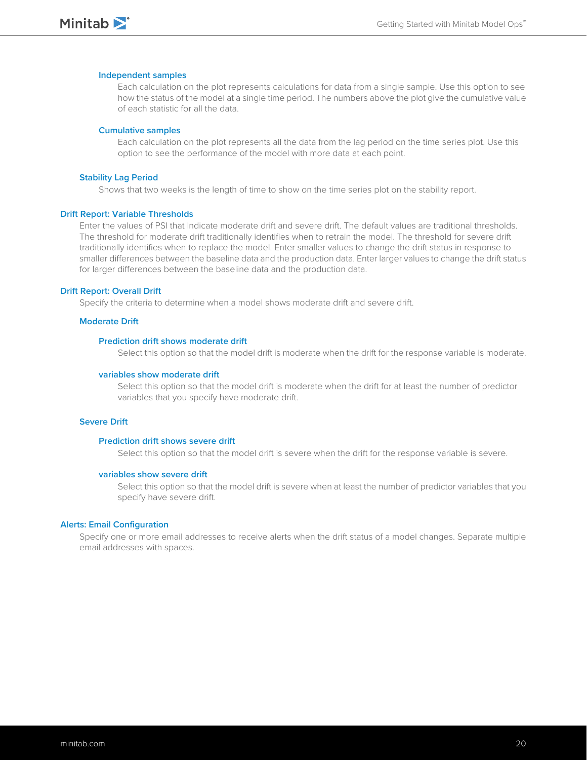#### Independent samples

Each calculation on the plot represents calculations for data from a single sample. Use this option to see how the status of the model at a single time period. The numbers above the plot give the cumulative value of each statistic for all the data.

#### Cumulative samples

Each calculation on the plot represents all the data from the lag period on the time series plot. Use this option to see the performance of the model with more data at each point.

### Stability Lag Period

Shows that two weeks is the length of time to show on the time series plot on the stability report.

## Drift Report: Variable Thresholds

Enter the values of PSI that indicate moderate drift and severe drift. The default values are traditional thresholds. The threshold for moderate drift traditionally identifies when to retrain the model. The threshold for severe drift traditionally identifies when to replace the model. Enter smaller values to change the drift status in response to smaller differences between the baseline data and the production data. Enter larger values to change the drift status for larger differences between the baseline data and the production data.

## Drift Report: Overall Drift

Specify the criteria to determine when a model shows moderate drift and severe drift.

### Moderate Drift

#### Prediction drift shows moderate drift

Select this option so that the model drift is moderate when the drift for the response variable is moderate.

#### variables show moderate drift

Select this option so that the model drift is moderate when the drift for at least the number of predictor variables that you specify have moderate drift.

### Severe Drift

#### Prediction drift shows severe drift

Select this option so that the model drift is severe when the drift for the response variable is severe.

#### variables show severe drift

Select this option so that the model drift is severe when at least the number of predictor variables that you specify have severe drift.

## Alerts: Email Configuration

Specify one or more email addresses to receive alerts when the drift status of a model changes. Separate multiple email addresses with spaces.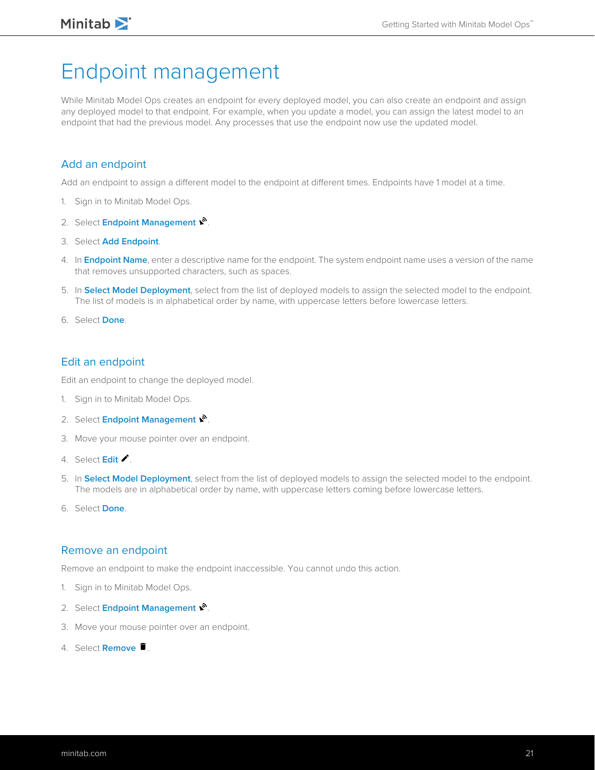# Endpoint management

While Minitab Model Ops creates an endpoint for every deployed model, you can also create an endpoint and assign any deployed model to that endpoint. For example, when you update a model, you can assign the latest model to an endpoint that had the previous model. Any processes that use the endpoint now use the updated model.

## Add an endpoint

Add an endpoint to assign a different model to the endpoint at different times. Endpoints have 1 model at a time.

1. Sign in to Minitab Model Ops.
2. Select **Endpoint Management**.
3. Select **Add Endpoint**.
4. In **Endpoint Name**, enter a descriptive name for the endpoint. The system endpoint name uses a version of the name that removes unsupported characters, such as spaces.
5. In **Select Model Deployment**, select from the list of deployed models to assign the selected model to the endpoint. The list of models is in alphabetical order by name, with uppercase letters before lowercase letters.
6. Select **Done**.

## Edit an endpoint

Edit an endpoint to change the deployed model.

1. Sign in to Minitab Model Ops.
2. Select **Endpoint Management**.
3. Move your mouse pointer over an endpoint.
4. Select **Edit**.
5. In **Select Model Deployment**, select from the list of deployed models to assign the selected model to the endpoint. The models are in alphabetical order by name, with uppercase letters coming before lowercase letters.
6. Select **Done**.

## Remove an endpoint

Remove an endpoint to make the endpoint inaccessible. You cannot undo this action.

1. Sign in to Minitab Model Ops.
2. Select **Endpoint Management**.
3. Move your mouse pointer over an endpoint.
4. Select **Remove**.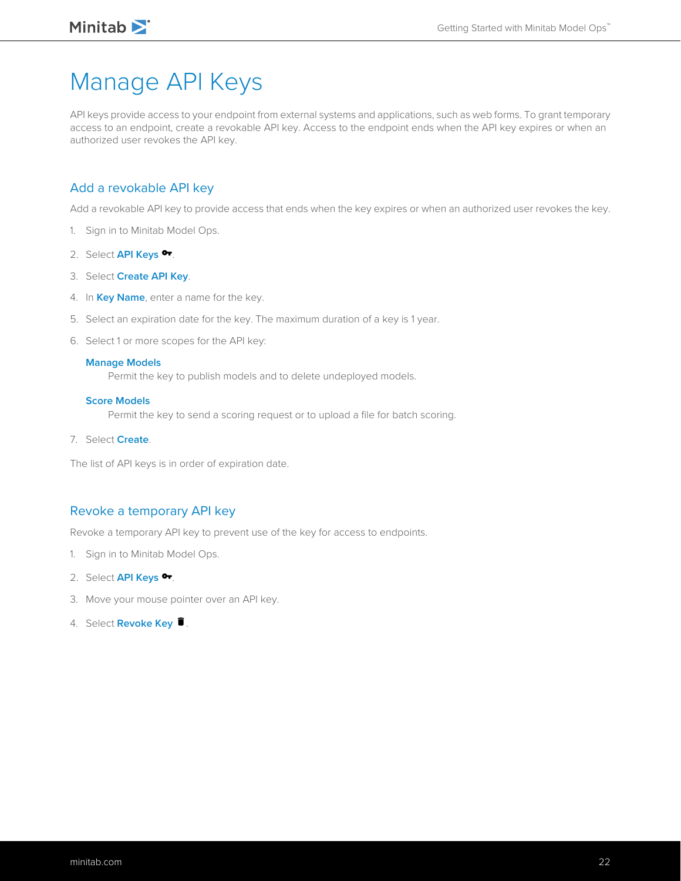# Manage API Keys

API keys provide access to your endpoint from external systems and applications, such as web forms. To grant temporary access to an endpoint, create a revokable API key. Access to the endpoint ends when the API key expires or when an authorized user revokes the API key.

## Add a revokable API key

Add a revokable API key to provide access that ends when the key expires or when an authorized user revokes the key.

1. Sign in to Minitab Model Ops.
2. Select **API Keys**.
3. Select **Create API Key**.
4. In **Key Name**, enter a name for the key.
5. Select an expiration date for the key. The maximum duration of a key is 1 year.
6. Select 1 or more scopes for the API key:

   **Manage Models**
   Permit the key to publish models and to delete undeployed models.

   **Score Models**
   Permit the key to send a scoring request or to upload a file for batch scoring.

7. Select **Create**.

The list of API keys is in order of expiration date.

## Revoke a temporary API key

Revoke a temporary API key to prevent use of the key for access to endpoints.

1. Sign in to Minitab Model Ops.
2. Select **API Keys**.
3. Move your mouse pointer over an API key.
4. Select **Revoke Key**.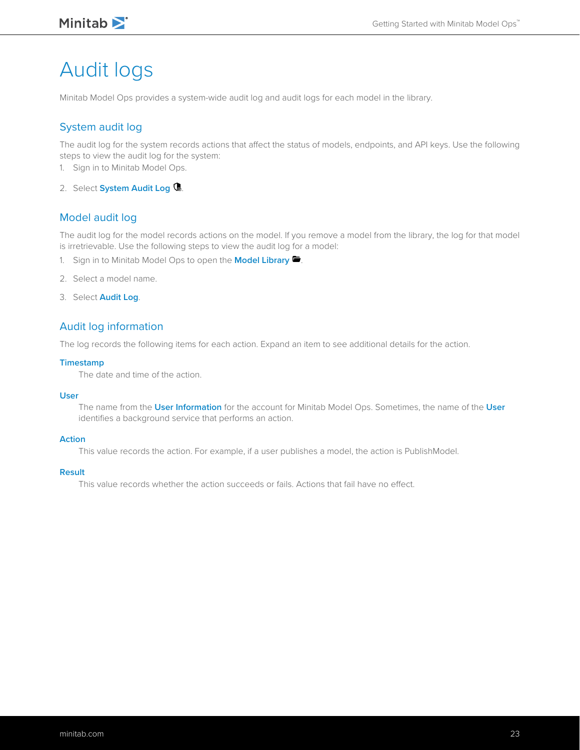# Audit logs

Minitab Model Ops provides a system-wide audit log and audit logs for each model in the library.

## System audit log

The audit log for the system records actions that affect the status of models, endpoints, and API keys. Use the following steps to view the audit log for the system:

1. Sign in to Minitab Model Ops.
2. Select **System Audit Log**.

## Model audit log

The audit log for the model records actions on the model. If you remove a model from the library, the log for that model is irretrievable. Use the following steps to view the audit log for a model:

1. Sign in to Minitab Model Ops to open the **Model Library**.
2. Select a model name.
3. Select **Audit Log**.

## Audit log information

The log records the following items for each action. Expand an item to see additional details for the action.

**Timestamp**

The date and time of the action.

**User**

The name from the **User Information** for the account for Minitab Model Ops. Sometimes, the name of the **User** identifies a background service that performs an action.

**Action**

This value records the action. For example, if a user publishes a model, the action is PublishModel.

**Result**

This value records whether the action succeeds or fails. Actions that fail have no effect.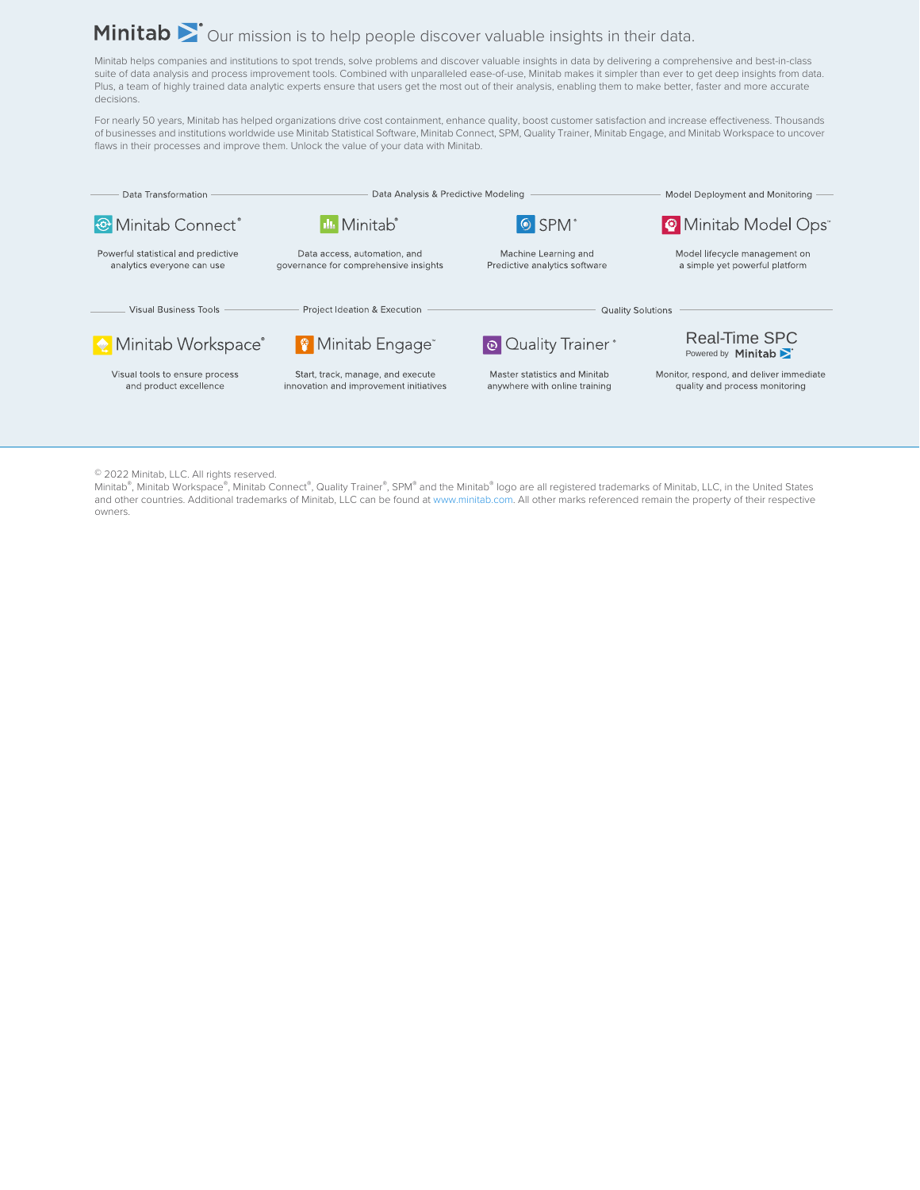# Minitab Our mission is to help people discover valuable insights in their data.

Minitab helps companies and institutions to spot trends, solve problems and discover valuable insights in data by delivering a comprehensive and best-in-class suite of data analysis and process improvement tools. Combined with unparalleled ease-of-use, Minitab makes it simpler than ever to get deep insights from data. Plus, a team of highly trained data analytic experts ensure that users get the most out of their analysis, enabling them to make better, faster and more accurate decisions.

For nearly 50 years, Minitab has helped organizations drive cost containment, enhance quality, boost customer satisfaction and increase effectiveness. Thousands of businesses and institutions worldwide use Minitab Statistical Software, Minitab Connect, SPM, Quality Trainer, Minitab Engage, and Minitab Workspace to uncover flaws in their processes and improve them. Unlock the value of your data with Minitab.

**Data Transformation**

**Minitab Connect®**
Powerful statistical and predictive analytics everyone can use

**Data Analysis & Predictive Modeling**

**Minitab®**
Data access, automation, and governance for comprehensive insights

**SPM®**
Machine Learning and Predictive analytics software

**Model Deployment and Monitoring**

**Minitab Model Ops™**
Model lifecycle management on a simple yet powerful platform

**Visual Business Tools**

**Minitab Workspace®**
Visual tools to ensure process and product excellence

**Project Ideation & Execution**

**Minitab Engage™**
Start, track, manage, and execute innovation and improvement initiatives

**Quality Solutions**

**Quality Trainer®**
Master statistics and Minitab anywhere with online training

**Real-Time SPC** Powered by Minitab
Monitor, respond, and deliver immediate quality and process monitoring

© 2022 Minitab, LLC. All rights reserved.
Minitab®, Minitab Workspace®, Minitab Connect®, Quality Trainer®, SPM® and the Minitab® logo are all registered trademarks of Minitab, LLC, in the United States and other countries. Additional trademarks of Minitab, LLC can be found at www.minitab.com. All other marks referenced remain the property of their respective owners.